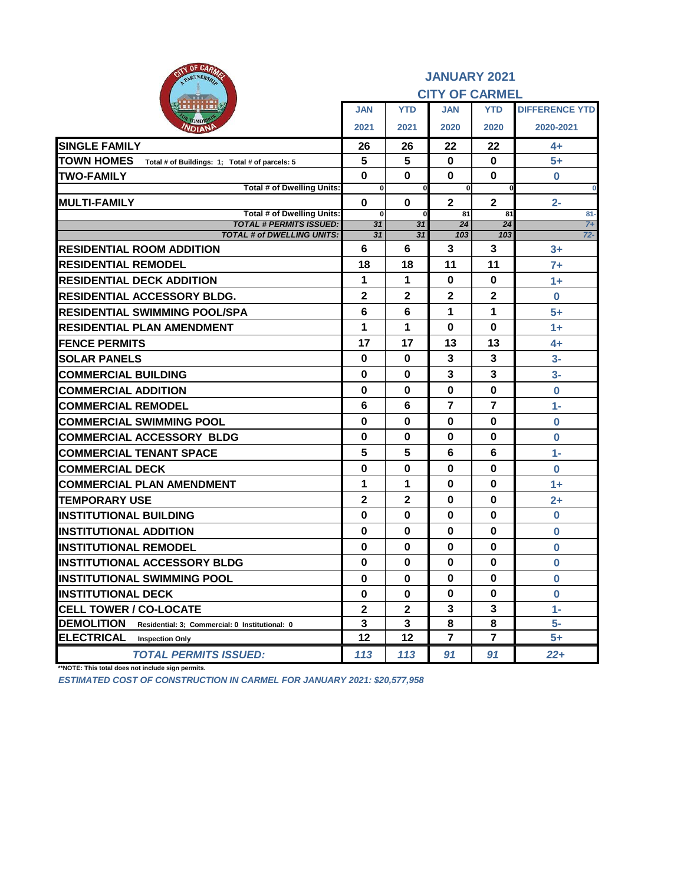## JANUARY 2021
## CITY OF CARMEL

| | JAN 2021 | YTD 2021 | JAN 2020 | YTD 2020 | DIFFERENCE YTD 2020-2021 |
|---|---|---|---|---|---|
| **SINGLE FAMILY** | 26 | 26 | 22 | 22 | 4+ |
| **TOWN HOMES** Total # of Buildings: 1; Total # of parcels: 5 | 5 | 5 | 0 | 0 | 5+ |
| **TWO-FAMILY** | 0 | 0 | 0 | 0 | 0 |
| Total # of Dwelling Units: | 0 | 0 | 0 | 0 | 0 |
| **MULTI-FAMILY** | 0 | 0 | 2 | 2 | 2- |
| Total # of Dwelling Units: | 0 | 0 | 81 | 81 | 81- |
| *TOTAL # PERMITS ISSUED:* | 31 | 31 | 24 | 24 | 7+ |
| *TOTAL # of DWELLING UNITS:* | 31 | 31 | 103 | 103 | 72- |
| **RESIDENTIAL ROOM ADDITION** | 6 | 6 | 3 | 3 | 3+ |
| **RESIDENTIAL REMODEL** | 18 | 18 | 11 | 11 | 7+ |
| **RESIDENTIAL DECK ADDITION** | 1 | 1 | 0 | 0 | 1+ |
| **RESIDENTIAL ACCESSORY BLDG.** | 2 | 2 | 2 | 2 | 0 |
| **RESIDENTIAL SWIMMING POOL/SPA** | 6 | 6 | 1 | 1 | 5+ |
| **RESIDENTIAL PLAN AMENDMENT** | 1 | 1 | 0 | 0 | 1+ |
| **FENCE PERMITS** | 17 | 17 | 13 | 13 | 4+ |
| **SOLAR PANELS** | 0 | 0 | 3 | 3 | 3- |
| **COMMERCIAL BUILDING** | 0 | 0 | 3 | 3 | 3- |
| **COMMERCIAL ADDITION** | 0 | 0 | 0 | 0 | 0 |
| **COMMERCIAL REMODEL** | 6 | 6 | 7 | 7 | 1- |
| **COMMERCIAL SWIMMING POOL** | 0 | 0 | 0 | 0 | 0 |
| **COMMERCIAL ACCESSORY BLDG** | 0 | 0 | 0 | 0 | 0 |
| **COMMERCIAL TENANT SPACE** | 5 | 5 | 6 | 6 | 1- |
| **COMMERCIAL DECK** | 0 | 0 | 0 | 0 | 0 |
| **COMMERCIAL PLAN AMENDMENT** | 1 | 1 | 0 | 0 | 1+ |
| **TEMPORARY USE** | 2 | 2 | 0 | 0 | 2+ |
| **INSTITUTIONAL BUILDING** | 0 | 0 | 0 | 0 | 0 |
| **INSTITUTIONAL ADDITION** | 0 | 0 | 0 | 0 | 0 |
| **INSTITUTIONAL REMODEL** | 0 | 0 | 0 | 0 | 0 |
| **INSTITUTIONAL ACCESSORY BLDG** | 0 | 0 | 0 | 0 | 0 |
| **INSTITUTIONAL SWIMMING POOL** | 0 | 0 | 0 | 0 | 0 |
| **INSTITUTIONAL DECK** | 0 | 0 | 0 | 0 | 0 |
| **CELL TOWER / CO-LOCATE** | 2 | 2 | 3 | 3 | 1- |
| **DEMOLITION** Residential: 3; Commercial: 0 Institutional: 0 | 3 | 3 | 8 | 8 | 5- |
| **ELECTRICAL** Inspection Only | 12 | 12 | 7 | 7 | 5+ |
| *TOTAL PERMITS ISSUED:* | *113* | *113* | *91* | *91* | *22+* |

**NOTE: This total does not include sign permits.

*ESTIMATED COST OF CONSTRUCTION IN CARMEL FOR JANUARY 2021: $20,577,958*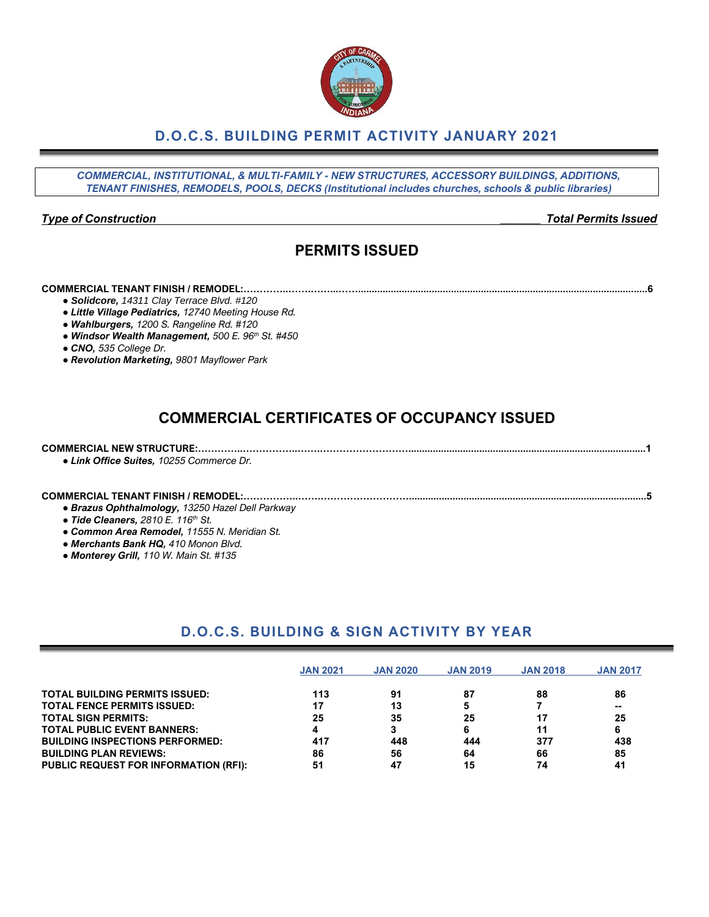# D.O.C.S. BUILDING PERMIT ACTIVITY JANUARY 2021

*COMMERCIAL, INSTITUTIONAL, & MULTI-FAMILY - NEW STRUCTURES, ACCESSORY BUILDINGS, ADDITIONS, TENANT FINISHES, REMODELS, POOLS, DECKS (Institutional includes churches, schools & public libraries)*

***Type of Construction*** ***Total Permits Issued***

## PERMITS ISSUED

**COMMERCIAL TENANT FINISH / REMODEL:……………………………………………………………………………………6**

- ***Solidcore,*** *14311 Clay Terrace Blvd. #120*
- ***Little Village Pediatrics,*** *12740 Meeting House Rd.*
- ***Wahlburgers,*** *1200 S. Rangeline Rd. #120*
- ***Windsor Wealth Management,*** *500 E. 96th St. #450*
- ***CNO,*** *535 College Dr.*
- ***Revolution Marketing,*** *9801 Mayflower Park*

## COMMERCIAL CERTIFICATES OF OCCUPANCY ISSUED

**COMMERCIAL NEW STRUCTURE:……………………………………………………………………………………………1**

- ***Link Office Suites,*** *10255 Commerce Dr.*

**COMMERCIAL TENANT FINISH / REMODEL:……………………………………………………………………………………5**

- ***Brazus Ophthalmology,*** *13250 Hazel Dell Parkway*
- ***Tide Cleaners,*** *2810 E. 116th St.*
- ***Common Area Remodel,*** *11555 N. Meridian St.*
- ***Merchants Bank HQ,*** *410 Monon Blvd.*
- ***Monterey Grill,*** *110 W. Main St. #135*

## D.O.C.S. BUILDING & SIGN ACTIVITY BY YEAR

| | JAN 2021 | JAN 2020 | JAN 2019 | JAN 2018 | JAN 2017 |
|---|---|---|---|---|---|
| **TOTAL BUILDING PERMITS ISSUED:** | 113 | 91 | 87 | 88 | 86 |
| **TOTAL FENCE PERMITS ISSUED:** | 17 | 13 | 5 | 7 | -- |
| **TOTAL SIGN PERMITS:** | 25 | 35 | 25 | 17 | 25 |
| **TOTAL PUBLIC EVENT BANNERS:** | 4 | 3 | 6 | 11 | 6 |
| **BUILDING INSPECTIONS PERFORMED:** | 417 | 448 | 444 | 377 | 438 |
| **BUILDING PLAN REVIEWS:** | 86 | 56 | 64 | 66 | 85 |
| **PUBLIC REQUEST FOR INFORMATION (RFI):** | 51 | 47 | 15 | 74 | 41 |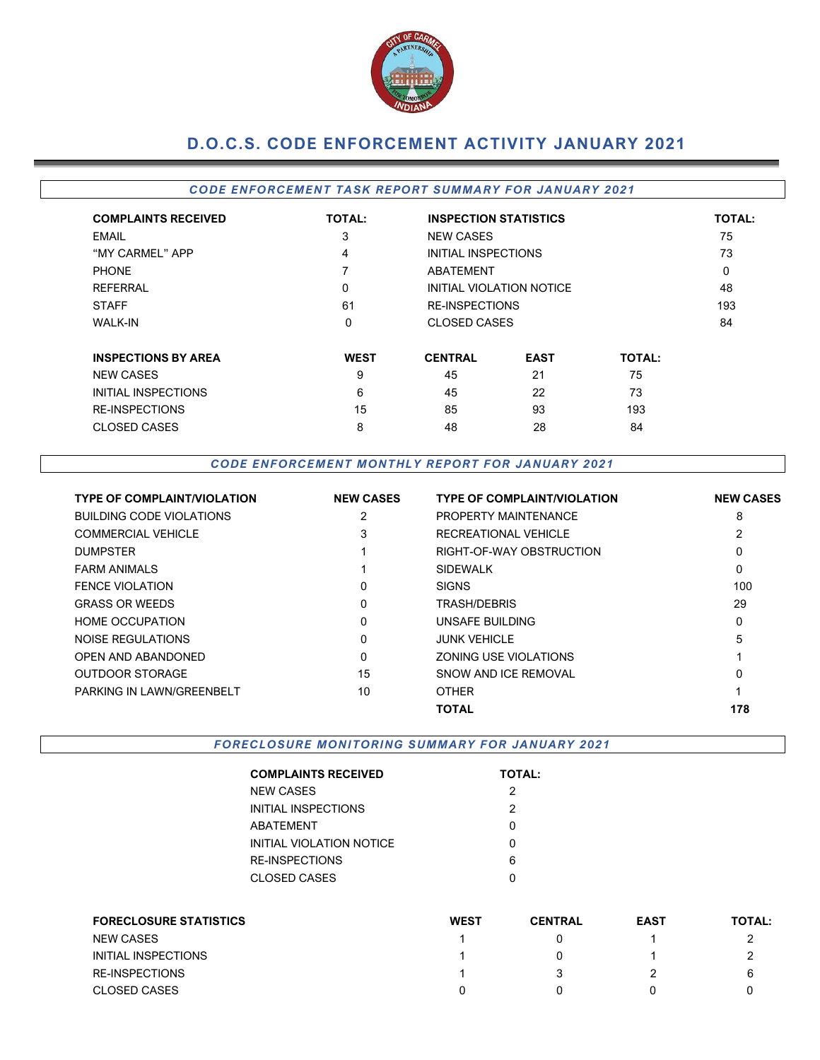# D.O.C.S. CODE ENFORCEMENT ACTIVITY JANUARY 2021

## *CODE ENFORCEMENT TASK REPORT SUMMARY FOR JANUARY 2021*

| COMPLAINTS RECEIVED | TOTAL: | INSPECTION STATISTICS | TOTAL: |
|---|---|---|---|
| EMAIL | 3 | NEW CASES | 75 |
| "MY CARMEL" APP | 4 | INITIAL INSPECTIONS | 73 |
| PHONE | 7 | ABATEMENT | 0 |
| REFERRAL | 0 | INITIAL VIOLATION NOTICE | 48 |
| STAFF | 61 | RE-INSPECTIONS | 193 |
| WALK-IN | 0 | CLOSED CASES | 84 |

| INSPECTIONS BY AREA | WEST | CENTRAL | EAST | TOTAL: |
|---|---|---|---|---|
| NEW CASES | 9 | 45 | 21 | 75 |
| INITIAL INSPECTIONS | 6 | 45 | 22 | 73 |
| RE-INSPECTIONS | 15 | 85 | 93 | 193 |
| CLOSED CASES | 8 | 48 | 28 | 84 |

## *CODE ENFORCEMENT MONTHLY REPORT FOR JANUARY 2021*

| TYPE OF COMPLAINT/VIOLATION | NEW CASES | TYPE OF COMPLAINT/VIOLATION | NEW CASES |
|---|---|---|---|
| BUILDING CODE VIOLATIONS | 2 | PROPERTY MAINTENANCE | 8 |
| COMMERCIAL VEHICLE | 3 | RECREATIONAL VEHICLE | 2 |
| DUMPSTER | 1 | RIGHT-OF-WAY OBSTRUCTION | 0 |
| FARM ANIMALS | 1 | SIDEWALK | 0 |
| FENCE VIOLATION | 0 | SIGNS | 100 |
| GRASS OR WEEDS | 0 | TRASH/DEBRIS | 29 |
| HOME OCCUPATION | 0 | UNSAFE BUILDING | 0 |
| NOISE REGULATIONS | 0 | JUNK VEHICLE | 5 |
| OPEN AND ABANDONED | 0 | ZONING USE VIOLATIONS | 1 |
| OUTDOOR STORAGE | 15 | SNOW AND ICE REMOVAL | 0 |
| PARKING IN LAWN/GREENBELT | 10 | OTHER | 1 |
| | | **TOTAL** | **178** |

## *FORECLOSURE MONITORING SUMMARY FOR JANUARY 2021*

| COMPLAINTS RECEIVED | TOTAL: |
|---|---|
| NEW CASES | 2 |
| INITIAL INSPECTIONS | 2 |
| ABATEMENT | 0 |
| INITIAL VIOLATION NOTICE | 0 |
| RE-INSPECTIONS | 6 |
| CLOSED CASES | 0 |

| FORECLOSURE STATISTICS | WEST | CENTRAL | EAST | TOTAL: |
|---|---|---|---|---|
| NEW CASES | 1 | 0 | 1 | 2 |
| INITIAL INSPECTIONS | 1 | 0 | 1 | 2 |
| RE-INSPECTIONS | 1 | 3 | 2 | 6 |
| CLOSED CASES | 0 | 0 | 0 | 0 |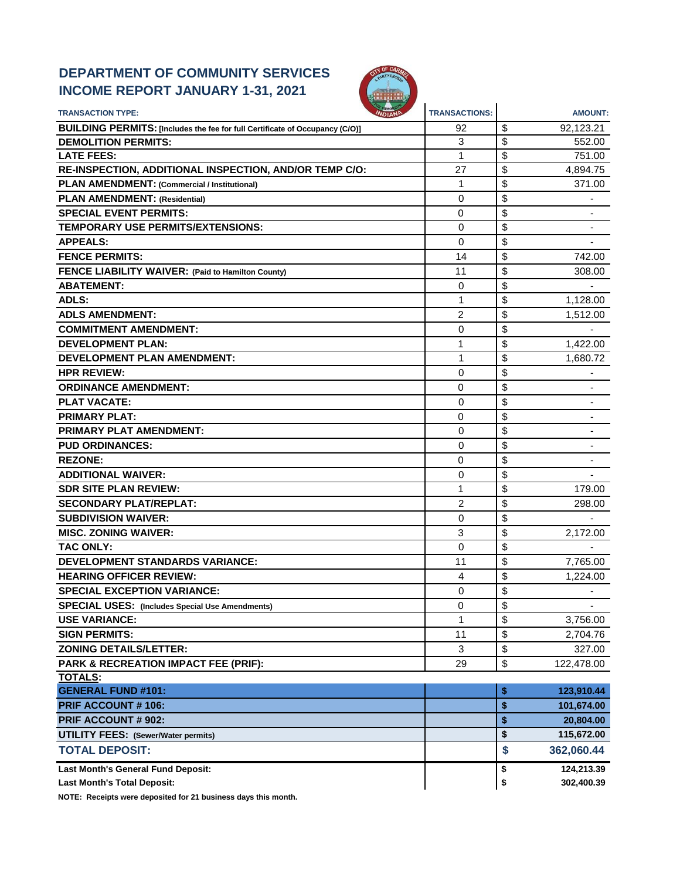# DEPARTMENT OF COMMUNITY SERVICES
# INCOME REPORT JANUARY 1-31, 2021

| TRANSACTION TYPE: | TRANSACTIONS: | AMOUNT: |
|---|---|---|
| **BUILDING PERMITS: [Includes the fee for full Certificate of Occupancy (C/O)]** | 92 | $ 92,123.21 |
| **DEMOLITION PERMITS:** | 3 | $ 552.00 |
| **LATE FEES:** | 1 | $ 751.00 |
| **RE-INSPECTION, ADDITIONAL INSPECTION, AND/OR TEMP C/O:** | 27 | $ 4,894.75 |
| **PLAN AMENDMENT: (Commercial / Institutional)** | 1 | $ 371.00 |
| **PLAN AMENDMENT: (Residential)** | 0 | $ - |
| **SPECIAL EVENT PERMITS:** | 0 | $ - |
| **TEMPORARY USE PERMITS/EXTENSIONS:** | 0 | $ - |
| **APPEALS:** | 0 | $ - |
| **FENCE PERMITS:** | 14 | $ 742.00 |
| **FENCE LIABILITY WAIVER: (Paid to Hamilton County)** | 11 | $ 308.00 |
| **ABATEMENT:** | 0 | $ - |
| **ADLS:** | 1 | $ 1,128.00 |
| **ADLS AMENDMENT:** | 2 | $ 1,512.00 |
| **COMMITMENT AMENDMENT:** | 0 | $ - |
| **DEVELOPMENT PLAN:** | 1 | $ 1,422.00 |
| **DEVELOPMENT PLAN AMENDMENT:** | 1 | $ 1,680.72 |
| **HPR REVIEW:** | 0 | $ - |
| **ORDINANCE AMENDMENT:** | 0 | $ - |
| **PLAT VACATE:** | 0 | $ - |
| **PRIMARY PLAT:** | 0 | $ - |
| **PRIMARY PLAT AMENDMENT:** | 0 | $ - |
| **PUD ORDINANCES:** | 0 | $ - |
| **REZONE:** | 0 | $ - |
| **ADDITIONAL WAIVER:** | 0 | $ - |
| **SDR SITE PLAN REVIEW:** | 1 | $ 179.00 |
| **SECONDARY PLAT/REPLAT:** | 2 | $ 298.00 |
| **SUBDIVISION WAIVER:** | 0 | $ - |
| **MISC. ZONING WAIVER:** | 3 | $ 2,172.00 |
| **TAC ONLY:** | 0 | $ - |
| **DEVELOPMENT STANDARDS VARIANCE:** | 11 | $ 7,765.00 |
| **HEARING OFFICER REVIEW:** | 4 | $ 1,224.00 |
| **SPECIAL EXCEPTION VARIANCE:** | 0 | $ - |
| **SPECIAL USES: (Includes Special Use Amendments)** | 0 | $ - |
| **USE VARIANCE:** | 1 | $ 3,756.00 |
| **SIGN PERMITS:** | 11 | $ 2,704.76 |
| **ZONING DETAILS/LETTER:** | 3 | $ 327.00 |
| **PARK & RECREATION IMPACT FEE (PRIF):** | 29 | $ 122,478.00 |
| **TOTALS:** | | |
| **GENERAL FUND #101:** | | **$ 123,910.44** |
| **PRIF ACCOUNT # 106:** | | **$ 101,674.00** |
| **PRIF ACCOUNT # 902:** | | **$ 20,804.00** |
| **UTILITY FEES: (Sewer/Water permits)** | | **$ 115,672.00** |
| **TOTAL DEPOSIT:** | | **$ 362,060.44** |
| **Last Month's General Fund Deposit:** | | **$ 124,213.39** |
| **Last Month's Total Deposit:** | | **$ 302,400.39** |

**NOTE: Receipts were deposited for 21 business days this month.**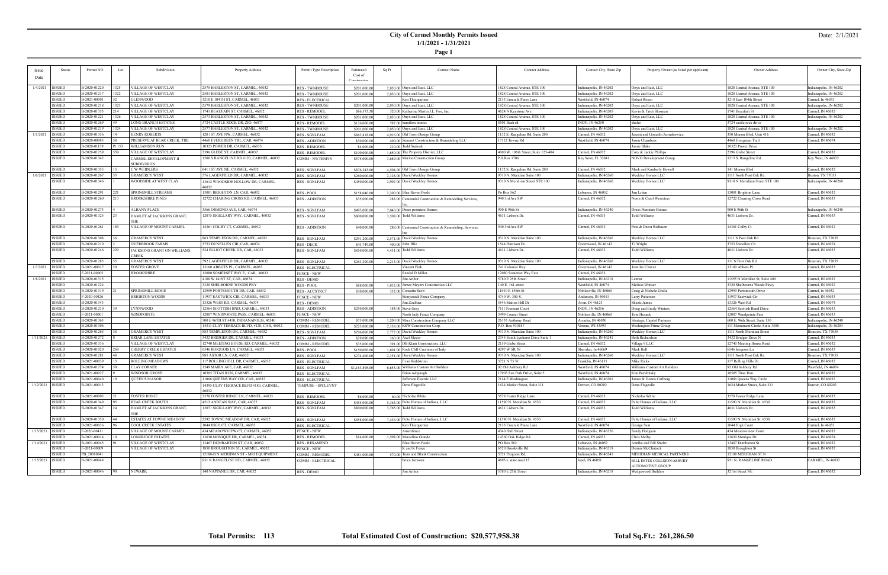# City of Carmel Monthly Permits Issued

**1/1/2021 - 1/31/2021**

Date: 2/1/2021

| Issue Date | Status | Permit NO | Lot | Subdivision | Property Address | Permit Type Description | Estimated Cost of Construction | Sq Ft | Contact Name | Contact Address | Contact City, State Zip | Property Owner (as listed per applicant) | Owner Address | Owner City, State Zip |
|---|---|---|---|---|---|---|---|---|---|---|---|---|---|---|
| 1/4/2021 | ISSUED | B-2020-01220 | 1325 | VILLAGE OF WESTCLAY | 2575 HARLESTON ST, CARMEL, 46032 | RES - TWNHOUSE | $201,000.00 | 2,050.00 | Onyx and East, LLC | 1828 Central Avenue, STE 100 | Indianapolis, IN 46202 | Onyx and East, LLC | 1828 Central Avenue, STE 100 | Indianapolis, IN 46202 |
| | ISSUED | B-2020-01217 | 1322 | VILLAGE OF WESTCLAY | 2581 HARLESTON ST, CARMEL, 46032 | RES - TWNHOUSE | $201,000.00 | 2,050.00 | Onyx and East, LLC | 1828 Central Avenue, STE 100 | Indianapolis, IN 46202 | Onyx and East, LLC | 1828 Central Avenue, STE 100 | Indianapolis, IN 46202 |
| | ISSUED | B-2021-00001 | 52 | GLENWOOD | 3210 E 104TH ST, CARMEL, 46033 | RES - ELECTRICAL | | | Ken Thiergartner | 2133 Emerald Pines Lane | Westfield, IN 46074 | Robert Rosen | 3210 East 104th Street | Carmel, In 46033 |
| | ISSUED | B-2020-01218 | 1323 | VILLAGE OF WESTCLAY | 2579 HARLESTON ST, CARMEL, 46032 | RES - TWNHOUSE | $201,000.00 | 2,050.00 | Onyx and East, LLC | 1828 Central Avenue, STE 100 | Indianapolis, IN 46202 | Onyx and East, LLC | 1828 Central Avenue, STE 100 | Indianapolis, IN 46202 |
| | ISSUED | B-2020-01353 | 214 | VILLAGE OF WESTCLAY | 1741 BEAUFAIN ST, CARMEL, 46032 | RES - REMODEL | $86,573.38 | 320.00 | Katherine Martin J.L. Fox, Inc. | 4624 N Keystone Ave | Indianapolis, IN 46205 | Kevin & Trish Slosman | 1741 Beaufain St | Carmel, IN 46032 |
| | ISSUED | B-2020-01221 | 1326 | VILLAGE OF WESTCLAY | 2573 HARLESTON ST, CARMEL, 46032 | RES - TWNHOUSE | $201,000.00 | 2,050.00 | Onyx and East, LLC | 1828 Central Avenue, STE 100 | Indianapolis, IN 46202 | Onyx and East, LLC | 1828 Central Avenue, STE 100 | Indianapolis, IN 46202 |
| | ISSUED | B-2020-01269 | 49 | LONG BRANCH ESTATES | 3724 CASTLE ROCK DR, ZIO, 46077 | RES - REMODEL | $126,000.00 | 597.00 | hamilton homes | 8501 Bash rd | INDY, IN 46250 | shafer | 3724 castle rock drive | |
| | ISSUED | B-2020-01219 | 1324 | VILLAGE OF WESTCLAY | 2577 HARLESTON ST, CARMEL, 46032 | RES - TWNHOUSE | $201,000.00 | 2,050.00 | Onyx and East, LLC | 1828 Central Avenue, STE 100 | Indianapolis, IN 46202 | Onyx and East, LLC | 1828 Central Avenue, STE 100 | Indianapolis, IN 46202 |
| 1/5/2021 | ISSUED | B-2020-01356 | 14 | HENRY ROBERTS | 120 1ST AVE NW, CARMEL, 46032 | RES - SGNLFAM | $862,818.00 | 4,916.00 | Old Town Design Group | 1132 S. Rangeline Rd. Suite 200 | Carmel, IN 46032 | Jeremi and Gomathi Jermakowicz | 350 Monon Blvd, Unit 416 | Carmel, IN 46032 |
| | ISSUED | B-2020-00985 | 58 | PRESERVE AT BEAR CREEK, THE | 4460 EVERGREEN TRL, CAR, 46074 | RES - ADDITION | $30,000.00 | 400.00 | Summit Construction & Remodeling LLC | 17112 Towne Rd | Westfield, IN 46074 | Jason Chambers | 4460 Evergreen Trail | Carmel, IN 46074 |
| | ISSUED | B-2020-01139 | Pt 153 | WILLIAMSON RUN | 10323 POWER DR, CARMEL, 46033 | RES - REMODEL | $4,000.00 | 210.00 | Todd Surenuk | | | Jamie Blake | 10323 Power Drive | |
| | ISSUED | B-2020-01259 | 559 | VILLAGE OF WESTCLAY | 2396 GLEBE ST, CARMEL, 46032 | RES - REMODEL | $100,000.00 | 1,650.00 | The Property District, LLC | 4000 W. 106th Street, Suite 125-404 | Carmel, IN 46032 | Cory & Jackie Phillips | 2396 Glebe Street | Carmel, IN 46032 |
| | ISSUED | B-2020-01342 | | CARMEL DEVELOPMENT II SUBDIVISION | 1200 S RANGELINE RD #120, CARMEL, 46032 | COMM - NWTENFIN | $575,000.00 | 3,689.00 | Marino Construction Group | P.0.Box 1706 | Key West, FL 33041 | NOVO Development Group | 1215 S. Rangeline Rd. | Key West, IN 46032 |
| | ISSUED | B-2020-01355 | 15 | C W WEIDLERS | 641 1ST AVE NE, CARMEL, 46032 | RES - SGNLFAM | $876,343.00 | 4,504.00 | Old Town Design Group | 1132 S. Rangeline Rd. Suite 200 | Carmel, IN 46032 | Mark and Kimberly Howell | 141 Monon Blvd | Carmel, IN 46032 |
| 1/6/2021 | ISSUED | B-2020-01267 | 53 | GRAMERCY WEST | 576 LAGERFIELD DR, CARMEL, 46032 | RES - SGNLFAM | $260,000.00 | 2,128.00 | David Weekley Homes | 9310 N. Meridian Suite 100 | Indianapolis, IN 46260 | Weekley Homes LLC | 1111 North Post Oak Rd | Hiuston, TX 77055 |
| | ISSUED | B-2020-01346 | 1 | WOODSIDE AT WEST CLAY | 13612 WOODSIDE HOLLOW DR, CARMEL, 46032 | RES - SGNLFAM | $450,000.00 | 2,907.00 | David Weekley Homes | 9310 N Meridian Street STE 100 | Indianapolis, IN 46260 | Weekley Homes LLC | 9310 N Meridiian Street STE 100 | Indianapolis, IN 46260 |
| | ISSUED | B-2020-01291 | 221 | SPRINGMILL STREAMS | 13001 BRIGHTON LN, CAR, 46032 | RES - POOL | $158,040.00 | 2,300.00 | Blue Haven Pools | Po Box 562 | Lebanon, IN 46052 | Jim Litten | 13001 Brighton Lane | Carmel, IN 46032 |
| | ISSUED | B-2020-01260 | 213 | BROOKSHIRE PINES | 12722 CHARING CROSS RD, CARMEL, 46033 | RES - ADDITION | $35,000.00 | 288.00 | Centennial Construction & Remodeling Services, Inc. | 940 3rd Ave SW | Carmel, IN 46032 | Norm & Carol Wewetzer | 12722 Charing Cross Road | Carmel, IN 46033 |
| | ISSUED | B-2020-01273 | 4 | ALBANY PLACE | 3566 ORMOND AVE, CAR, 46074 | RES - SGNLFAM | $495,000.00 | 7,040.00 | Drees premiere Homes | 900 E 96th St | Indianapolis, IN 46240 | Drees Premiere Homes | 900 E 96th St | Indianapolis, IN 46240 |
| | ISSUED | B-2020-01325 | 25 | HAMLET AT JACKSONS GRANT, THE | 12075 SIGILLARY WAY, CARMEL, 46032 | RES - SGNLFAM | $800,000.00 | 3,508.00 | Todd Williams | 4631 Lisborn Dr. | Carmel, IN 46033 | Todd Williams | 4631 Lisborn Dr. | Carmel, IN 46033 |
| | ISSUED | B-2020-01261 | 189 | VILLAGE OF MOUNT CARMEL | 14361 COLBY CT, CARMEL, 46032 | RES - ADDITION | $40,000.00 | 288.00 | Centennial Construction & Remodeling, Services, Inc | 940 3rd Ave SW | Carmel, IN 46032 | Pete & Dawn Ridlason | 14361 Colby Ct | Carmel, IN 46032 |
| | ISSUED | B-2020-01308 | 36 | GRAMERCY WEST | 863 TEMPLETON DR, CARMEL, 46032 | RES - SGNLFAM | $291,200.00 | 2,571.00 | David Weekley Homes | 9310 N. Meridian Suite 100 | Indianapolis, IN 46260 | Weekley Homes LLC | 1111 N Post Oak Rd | Houston, TX 77055 |
| | ISSUED | B-2020-01210 | 3 | OVERBROOK FARMS | 3753 DUNELLEN CIR, CAR, 46074 | RES - DECK | $43,749.00 | 400.00 | John Hile | 1544 Harrison Dr. | Greenwood, IN 46143 | TJ Wright | 3753 Dunellen Cir | Carmel, IN 46074 |
| | ISSUED | B-2020-01246 | 220 | JACKSONS GRANT ON WILLIAMS CREEK | 524 ELLIOT CREEK DR, CAR, 46032 | RES - SGNLFAM | $850,000.00 | 4,431.00 | Todd Williams | 4631 Lisborn Dr. | Carmel, IN 46033 | Todd Williams | 4631 Lisborn Dr. | Carmel, IN 46033 |
| | ISSUED | B-2020-01285 | 55 | GRAMERCY WEST | 592 LAGERFIELD DR, CARMEL, 46032 | RES - SGNLFAM | $263,200.00 | 2,213.00 | David Weekley Homes | 9310 N. Meridian Suite 100 | Indianapolis, IN 46260 | Weekley Homes LLC | 111 N Post Oak Rd | Houston, TX 77055 |
| 1/7/2021 | ISSUED | B-2021-00017 | 20 | FOSTER GROVE | 13160 ABBOTS PL, CARMEL, 46033 | RES - ELECTRICAL | | | Vincent Fink | 741 Colonial Way | Greenwood, IN 46142 | Jennifer Chavez | 13160 Abbots Pl. | Carmel, IN 46033 |
| | ISSUED | F-2021-00005 | | BROOKSHIRE | 12080 SOMERSET WAY E, CAR, 46033 | FENCE - NEW | | | Randal D Miller | 12080 Somerset Way East | Carmel, IN 46033 | | | |
| 1/8/2021 | ISSUED | B-2020-01315 | | | 4100 W 141ST ST, CAR, 46074 | RES - DEMO | | | Jim Arthur | 5780 E 25th Street | Indianapolis, IN 46218 | Lennar | 11555 N Meridian St, Suite 400 | Carmel, IN 46032 |
| | ISSUED | B-2020-01224 | | | 3320 SHELBORNE WOODS PKY | RES - POOL | $88,000.00 | 1,012.00 | James Meyers Construction LLC | 140 E. 161 street | Westfield, IN 46074 | Melissa Wonser | 3320 Shelbourne Woods Pkwy | Carmel, IN 46032 |
| | ISSUED | B-2020-01319 | 21 | SPRINGMILL RIDGE | 12959 PORTSMOUTH DR, CAR, 46032 | RES - ACCSTRCT | $30,000.00 | 352.00 | Concetta Scott | 11010 E 156th St | Noblesville, IN 46060 | Craig & Nichole Gralia | 12959 Portsmouth Drive | Carmel, in 46032 |
| | ISSUED | F-2020-00426 | | BRIGHTON WOODS | 11937 EASTWICK CIR, CARMEL, 46033 | FENCE - NEW | | | Stonycreek Fence Company | 4740 W. 300 S. | Anderson, IN 46011 | Larry Patterson | 11937 Eastwick Cir | Carmel, IN 46033 |
| | ISSUED | B-2020-01343 | | | 13326 WEST RD, CARMEL, 46074 | RES - DEMO | | | Jim Zoellner | 5546 Station Hill Dr | Avon, IN 46123 | Skeets James | 13326 West Rd | Carmel, IN 46074 |
| | ISSUED | B-2020-01230 | 39 | LYNNWOOD | 12564 SCOTTISH BND, CARMEL, 46033 | RES - ADDITION | $250,000.00 | 184.00 | Steve Gray | 7111 Fremont Court | INDY, IN 46256 | Doug and Emily Winters | 12564 Scottish Bend Drive | Carmel, IN 46033 |
| | ISSUED | F-2021-00001 | | WINDPOINTE | 12007 WINDPOINTE PASS, CARMEL, 46033 | FENCE - NEW | | | North Indy Fence Company | 3499 Conner Street | Noblesville, IN 46060 | Tom Hosack | 12007 Windpointe Pass | Carmel, IN 46033 |
| | ISSUED | B-2020-01363 | | | 500 E 96TH ST #450, INDIANAPOLIS, 46240 | COMM - REMODEL | $75,000.00 | 1,200.00 | Marz Construction Company LLC | 26135 Anthony Road | Arcadia, IN 46030 | Strategic Capitol Partners | 600 E. 96th Street, Suite 150 | Indianapolis, IN 46240 |
| | ISSUED | B-2020-01306 | | | 14311 CLAY TERRACE BLVD, #120, CAR, 46032 | COMM - REMODEL | $225,000.00 | 2,138.00 | KSW Construction Corp. | P.O. Box 930187 | Verona, WI 53593 | Washington Prime Group | 111 Monument Circle, Suite 3500 | Indianapolis, IN 46204 |
| | ISSUED | B-2020-01265 | 38 | GRAMERCY WEST | 883 TEMPLETON DR, CARMEL, 46032 | RES - SGNLFAM | $296,000.00 | 2,777.00 | David Weekley Homes | 9310 N. Meridian Suite 100 | Indianapolis, IN 46260 | Weekley Homes LLC | 1111 North Meridian Street | Houston, TX 77055 |
| 1/11/2021 | ISSUED | B-2020-01272 | 8 | BRIAR LANE ESTATES | 3432 BRIDGER DR, CARMEL, 46033 | RES - ADDITION | $29,050.00 | 360.00 | Axel Meyer | 2345 South Lynhurst Drive Suite 1 | Indianapolis, IN 46241 | Beth Richardson | 3432 Bridger Drive N | Carmel, IN 46033 |
| | ISSUED | B-2020-01336 | | VILLAGE OF WESTCLAY | 12740 MEETING HOUSE RD, CARMEL, 46032 | COMM - REMODEL | $35,000.00 | 391.00 | DB Klain Construction, LLC | 2159 Glebe Street | Carmel, IN 46032 | Village 9 LLC | 12740 Meeting House Road | Carmel, IN 46032 |
| | ISSUED | B-2020-01020 | 269 | CHERRY CREEK ESTATES | 6546 IROQUOIS LN, CARMEL, 46033 | RES - POOL | $150,000.00 | 1,601.00 | Rock Cliff Creations of Indy | 4297 W SR 38 | Sheridan, IN 46069 | Mark Hall | 6546 Iroquois Ln | Carmel, IN 46033 |
| | ISSUED | B-2020-01281 | 48 | GRAMERCY WEST | 985 ASTOR LN, CAR, 46032 | RES - SGNLFAM | $274,400.00 | 2,351.00 | David Weekley Homes | 9310 N. Meridian Suite 100 | Indianapolis, IN 46260 | Weekley Homes LLC | 1111 North Post Oak Rd | Houston, TX 77055 |
| | ISSUED | B-2021-00039 | 13 | ROLLING MEADOWS | 117 ROLLING HILL DR, CARMEL, 46032 | RES - ELECTRICAL | | | Evan Wahlstrom | 3721 N 75 W | Franklin, IN 46131 | Mike Ricks | 117 Rolling Hills Dr. | Carmel, IN 46032 |
| | ISSUED | B-2020-01274 | 59 | CLAY CORNER | 1549 MAIRN AVE, CAR, 46032 | RES - SGNLFAM | $1,163,898.00 | 6,653.00 | Williams Custom Art Builders | 92 Old Ashbury Rd | Westfield, IN 46074 | Williams Custom Art Builders | 92 Old Ashbury Rd | Westfield, IN 46074 |
| | ISSUED | B-2021-00027 | 9 | WINDSOR GROVE | 10505 TITAN RUN, CARMEL, 46032 | RES - ELECTRICAL | | | Brian Ashpaugh | 17903 Sun Park Drive, Suite 5 | Westfield, IN 46074 | Kim Berebitsky | 10505 Titan Run | Carmel, IN 46032 |
| | ISSUED | B-2021-00040 | 19 | QUEEN'S MANOR | 11066 QUEENS WAY CIR, CAR, 46032 | RES - ELECTRICAL | | | Jefferson Electric LLC | 2114 E Washington | Indianapolis, IN 46201 | James & Donna Carlberg | 11066 Queens Way Circle | Carmel, IN 46032 |
| 1/12/2021 | ISSUED | B-2021-00013 | | | 14395 CLAY TERRACE BLVD #180, CARMEL, 46032 | TEMPUSE - SPCLEVNT | | | Dena Flagcolle | 1624 Market Street, Suite 311 | Denver, CO 80202 | Dena Flagcolle | 1624 Market Street, Suite 311 | Denver, CO 80202 |
| | ISSUED | B-2020-00003 | 21 | FOSTER RIDGE | 3578 FOSTER RIDGE LN, CARMEL, 46033 | RES - REMODEL | $6,000.00 | 60.00 | Nicholas White | 3578 Foster Ridge Lane | Carmel, IN 46033 | Nicholas White | 3578 Foster Ridge Lane | Carmel, IN 46033 |
| | ISSUED | B-2020-01349 | 95 | BEAR CREEK SOUTH | 4513 ANDEAN WAY, CAR, 46077 | RES - SGNLFAM | $455,000.00 | 5,363.00 | Pulte Homes of Indiana, LLC | 11590 N. Meridian St. #530 | Carmel, IN 46032 | Pulte Homes of Indiana, LLC | 11590 N. Meridian St. #530 | Carmel, IN 46032 |
| | ISSUED | B-2020-01347 | 24 | HAMLET AT JACKSONS GRANT, THE | 12071 SIGILLARY WAY, CARMEL, 46032 | RES - SGNLFAM | $800,000.00 | 3,765.00 | Todd Williams | 4631 Lisborn Dr. | Carmel, IN 46033 | Todd Williams | 4631 Lisborn Dr. | Carmel, IN 46033 |
| | ISSUED | B-2020-01350 | 44 | ESTATES AT TOWNE MEADOW | 2592 TOWNE MEADOW DR, CAR, 46032 | RES - SGNLFAM | $658,000.00 | 7,436.00 | Pulte Homes of Indiana, LLC | 11590 N. Meridian St. #530 | Carmel, IN 46032 | Pulte Homes of Indiana, LLC | 11590 N. Meridian St. #530 | Carmel, IN 46032 |
| | ISSUED | B-2021-00036 | 96 | COOL CREEK ESTATES | 1044 HIGH CT, CARMEL, 46033 | RES - ELECTRICAL | | | Ken Thiergartner | 2133 Emerald Pines Lane | Westfield, IN 46074 | George Seat | 1044 High Court | Carmel, In 46033 |
| 1/13/2021 | ISSUED | F-2020-00411 | | VILLAGE OF MOUNT CARMEL | 434 MEADOWVIEW CT, CARMEL, 46032 | FENCE - NEW | | | Amerifence | 4340 Hull Street | Indianapolis, IN 46226 | Sandy Hodgson | 434 Meadowview Court | Carmel, IN 46032 |
| | ISSUED | B-2020-00014 | 10 | LONGRIDGE ESTATES | 13630 MONIQUE DR, CARMEL, 46074 | RES - REMODEL | $14,000.00 | 1,508.00 | Marcelino Grande | 14360 Oak Ridge Rd. | Carmel, IN 46032 | Chris Melby | 13630 Monique Dr. | Carmel, IN 46074 |
| 1/14/2021 | ISSUED | B-2021-00045 | 91 | VILLAGE OF WESTCLAY | 13467 DUMBARTON ST, CAR, 46032 | RES - RESAMEND | | | Blue Haven Pools | PO Box 562 | Lebanon, IN 46052 | Annika and Bill Shultz | 13467 Dumbarton St | Carmel, IN 46032 |
| | ISSUED | F-2021-00009 | | VILLAGE OF WESTCLAY | 1850 BROUGHTON ST, CARMEL, 46032 | FENCE - NEW | | | K and K Fence | 6520 Brookville Rd. | Indianapolis, IN 46219 | Dennis McClintock | 1850 Broughton St | Carmel, IN 46032 |
| | ISSUED | PB 2001 0041 | | | 12188-B N MERIDIAN ST - MRI EQUIPMENT | COMM - REMODEL | $481,000.00 | 570.00 | Tonn and Blank Construction | 3721 Progress Rd. | Indianapolis, IN 46241 | MERIDIAN MEDICAL PARTNERS | 12188 MERIDIAN ST N | |
| 1/15/2021 | ISSUED | B-2021-00048 | | | 931 N RANGELINE RD, CARMEL, 46032 | COMM - ELECTRICAL | | | bruce lamaster | 4693 s. state road 13 | lapel, IN 46051 | BILL ESTES COLLISION/ASBURY AUTOMOTIVE GROUP | 931 N. RANGELINE ROAD | CARMEL, IN 46032 |
| | ISSUED | B-2021-00046 | 90 | NEWARK | 140 NAPPANEE DR, CAR, 46032 | RES - DEMO | | | Jim Arthur | 5780 E 25th Street | Indianapolis, IN 46218 | Wedgewood Builders | 32 1st Street NE | Carmel, IN 46032 |

**Total Permits: 113** **Total Estimated Cost of Construction: $20,577,958.38** **Total Sq.Ft.: 261,286.50**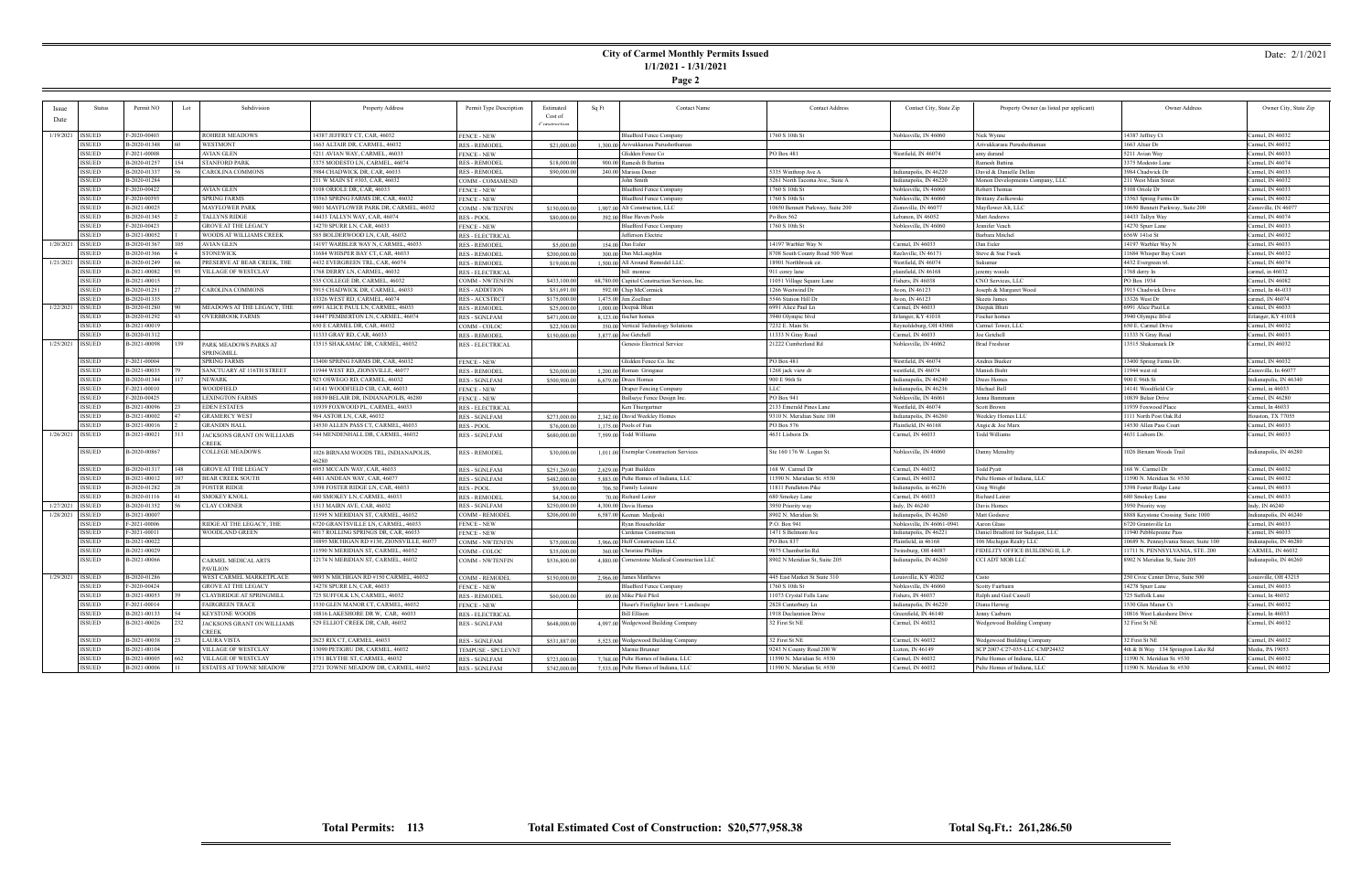# City of Carmel Monthly Permits Issued

## 1/1/2021 - 1/31/2021

Date: 2/1/2021

| Issue Date | Status | Permit NO | Lot | Subdivision | Property Address | Permit Type Description | Estimated Cost of Construction | Sq Ft | Contact Name | Contact Address | Contact City, State Zip | Property Owner (as listed per applicant) | Owner Address | Owner City, State Zip |
|---|---|---|---|---|---|---|---|---|---|---|---|---|---|---|
| 1/19/2021 | ISSUED | F-2020-00403 | | ROHRER MEADOWS | 14387 JEFFREY CT, CAR, 46032 | FENCE - NEW | | | Bluebird Fence Company | 1760 S 10th St | Noblesville, IN 46060 | Nick Wynne | 14387 Jeffrey Ct | Carmel, IN 46032 |
| | ISSUED | B-2020-01348 | 60 | WESTMONT | 1663 ALTAIR DR, CARMEL, 46032 | RES - REMODEL | $21,000.00 | 1,300.00 | Arivukkarasu Purushothaman | | | Arivukkarasu Purushothaman | 1663 Altair Dr | Carmel, IN 46032 |
| | ISSUED | F-2021-00008 | | AVIAN GLEN | 5211 AVIAN WAY, CARMEL, 46033 | FENCE - NEW | | | Glidden Fence Co | PO Box 481 | Westfield, IN 46074 | amy durand | 5211 Avian Way | Carmel, IN 46033 |
| | ISSUED | B-2020-01257 | 154 | STANFORD PARK | 3375 MODESTO LN, CARMEL, 46074 | RES - REMODEL | $18,000.00 | 900.00 | Ramesh B Battina | | | Ramesh Battina | 3375 Modesto Lane | Carmel, IN 46074 |
| | ISSUED | B-2020-01337 | 56 | CAROLINA COMMONS | 3984 CHADWICK DR, CAR, 46033 | RES - REMODEL | $90,000.00 | 240.00 | Marissa Doner | 5335 Winthrop Ave A | Indianapolis, IN 46220 | David & Danielle Dellen | 3984 Chadwick Dr | Carmel, IN 46033 |
| | ISSUED | B-2020-01284 | | | 211 W MAIN ST #303, CAR, 46032 | COMM - COMAMEND | | | John Smith | 5261 North Tacoma Ave., Suite A | Indianapolis, IN 46220 | Monon Developments Company, LLC | 211 West Main Street | Carmel, IN 46032 |
| | ISSUED | F-2020-00422 | | AVIAN GLEN | 5108 ORIOLE DR, CAR, 46033 | FENCE - NEW | | | Bluebird Fence Company | 1760 S 10th St | Noblesville, IN 46060 | Robert Thomas | 5108 Oriole Dr | Carmel, IN 46033 |
| | ISSUED | F-2020-00393 | | SPRING FARMS | 13563 SPRING FARMS DR, CAR, 46032 | FENCE - NEW | | | Bluebird Fence Company | 1760 S 10th St | Noblesville, IN 46060 | Brittany Ziolkowski | 13563 Spring Farms Dr | Carmel, IN 46032 |
| | ISSUED | B-2021-00025 | | MAYFLOWER PARK | 9801 MAYFLOWER PARK DR, CARMEL, 46032 | COMM - NWTENFIN | $150,000.00 | 1,907.00 | Alt Construction, LLC | 10650 Bennett Parkway, Suite 200 | Zionsville, IN 46077 | Mayflower Alt, LLC | 10650 Bennett Parkway, Suite 200 | Zionsville, IN 46077 |
| | ISSUED | B-2020-01345 | 2 | TALLYNS RIDGE | 14433 TALLYN WAY, CAR, 46074 | RES - POOL | $80,000.00 | 392.00 | Blue Haven Pools | Po Box 562 | Lebanon, IN 46052 | Matt Andrews | 14433 Tallyn Way | Carmel, IN 46074 |
| | ISSUED | F-2020-00423 | | GROVE AT THE LEGACY | 14270 SPUR LN, CAR, 46033 | FENCE - NEW | | | Bluebird Fence Company | 1760 S 10th St | Noblesville, IN 46060 | Jennifer Veach | 14270 Spurr Lane | Carmel, IN 46033 |
| | ISSUED | B-2021-00052 | | WOODS AT WILLIAMS CREEK | 585 BOLDERWOOD LN, CAR, 46032 | RES - ELECTRICAL | | | Jefferson Electric | | | Barbara Mitchel | 656W 141st St | Carmel, IN 46032 |
| 1/20/2021 | ISSUED | B-2020-01367 | 105 | AVIAN GLEN | 14197 WARBLER WAY N, CARMEL, 46033 | RES - REMODEL | $5,000.00 | 154.00 | Dan Euler | 14197 Warbler Way N | Carmel, IN 46033 | Dan Euler | 14197 Warbler Way N | Carmel, IN 46033 |
| | ISSUED | B-2020-01366 | 4 | STONEWICK | 11684 WHISPER BAY CT, CAR, 46033 | RES - REMODEL | $200,000.00 | 300.00 | Dan McLaughlin | 8708 South County Road 500 West | Reelsville, IN 46171 | Steve & Sue Fusek | 11684 Whisper Bay Court | Carmel, IN 46032 |
| 1/21/2021 | ISSUED | B-2020-01249 | 66 | PRESERVE AT BEAR CREEK, THE | 4432 EVERGREEN TRL, CAR, 46074 | RES - REMODEL | $19,000.00 | 1,500.00 | All Around Remodel LLC | 18901 Northbrook cir. | Westfield, IN 46074 | Sukumar | 4432 Evergreen trl. | Carmel, IN 46074 |
| | ISSUED | B-2021-00082 | 93 | VILLAGE OF WESTCLAY | 1768 DERRY LN, CARMEL, 46032 | RES - ELECTRICAL | | | bill monroe | 911 corey lane | plainfield, IN 46168 | jeremy woods | 1768 derry ln | carmel, in 46032 |
| | ISSUED | B-2021-00015 | | | 535 COLLEGE DR, CARMEL, 46032 | COMM - NWTENFIN | $433,100.00 | 68,780.00 | Capitol Construction Services, Inc. | 11051 Village Square Lane | Fishers, IN 46038 | CNO Services, LLC | PO Box 1934 | Carmel, IN 46082 |
| | ISSUED | B-2020-01251 | 27 | CAROLINA COMMONS | 3915 CHADWICK DR, CARMEL, 46033 | RES - ADDITION | $51,691.00 | 592.00 | Chip McCormick | 1266 Westwind Dr | Avon, IN 46123 | Joseph & Margaret Wood | 3915 Chadwick Drive | Carmel, In 46-033 |
| | ISSUED | B-2020-01335 | | | 13326 WEST RD, CARMEL, 46074 | RES - ACCSTRCT | $175,000.00 | 1,475.00 | Jim Zoellner | 5546 Station Hill Dr | Avon, IN 46123 | Skeets James | 13326 West Dr | carmel, IN 46074 |
| 1/22/2021 | ISSUED | B-2020-01280 | 90 | MEADOWS AT THE LEGACY, THE | 6991 ALICE PAUL LN, CARMEL, 46033 | RES - REMODEL | $25,000.00 | 1,000.00 | Deepak Bhatt | 6991 Alice Paul Ln | Carmel, IN 46033 | Deepak Bhatt | 6991 Alice Paul Ln | Carmel, IN 46033 |
| | ISSUED | B-2020-01292 | 43 | OVERBROOK FARMS | 14447 PEMBERTON LN, CARMEL, 46074 | RES - SGNLFAM | $471,000.00 | 8,123.00 | fischer homes | 3940 Olympic blvd | Erlanger, KY 41018 | Fischer homes | 3940 Olympic Blvd | Erlanger, KY 41018 |
| | ISSUED | B-2021-00019 | | | 650 E CARMEL DR, CAR, 46032 | COMM - COLOC | $22,500.00 | 350.00 | Vertical Technology Solutions | 7232 E. Main St. | Reynoldsburg, OH 43068 | Carmel Tower, LLC | 650 E. Carmel Drive | Carmel, IN 46032 |
| | ISSUED | B-2020-01312 | | | 11333 GRAY RD, CAR, 46033 | RES - REMODEL | $150,000.00 | 3,877.00 | Joe Getchell | 11333 N Gray Road | Carmel, IN 46033 | Joe Getchell | 11333 N Gray Road | Carmel, IN 46033 |
| 1/25/2021 | ISSUED | B-2021-00098 | 139 | PARK MEADOWS PARKS AT SPRINGMILL | 13515 SHAKAMAC DR, CARMEL, 46032 | RES - ELECTRICAL | | | Genesis Electrical Service | 21222 Cumberland Rd | Noblesville, IN 46062 | Brad Freshour | 13515 Shakamack Dr | Carmel, IN 46032 |
| | ISSUED | F-2021-00004 | | SPRING FARMS | 13400 SPRING FARMS DR, CAR, 46032 | FENCE - NEW | | | Glidden Fence Co. Inc | PO Box 481 | Westfield, IN 46074 | Andres Bucker | 13400 Spring Farms Dr. | Carmel, IN 46032 |
| | ISSUED | B-2021-00035 | 79 | SANCTUARY AT 116TH STREET | 11944 WEST RD, ZIONSVILLE, 46077 | RES - REMODEL | $20,000.00 | 1,200.00 | Roman Gringauz | 1268 jack view dr | westfield, IN 46074 | Manish Bisht | 11944 west rd | Zionsville, In 46077 |
| | ISSUED | B-2020-01344 | 117 | NEWARK | 923 OSWEGO RD, CARMEL, 46032 | RES - SGNLFAM | $800,900.00 | 6,679.00 | Drees Homes | 900 E 96th St | Indianapolis, IN 46240 | Drees Homes | 900 E 96th St | Indianapolis, IN 46340 |
| | ISSUED | F-2021-00010 | | WOODFIELD | 14141 WOODFIELD CIR, CAR, 46033 | FENCE - NEW | | | Draper Fencing Company | LLC | Indianapolis, IN 46236 | Michael Bell | 14141 Woodfield Cir | Carmel, in 46033 |
| | ISSUED | F-2020-00425 | | LEXINGTON FARMS | 10839 BELAIR DR, INDIANAPOLIS, 46280 | FENCE - NEW | | | Bullseye Fence Design Inc. | PO Box 941 | Noblesville, IN 46061 | Jenna Bammann | 10839 Belair Drive | Carmel, IN 46280 |
| | ISSUED | B-2021-00096 | 23 | EDEN ESTATES | 11939 FOXWOOD PL, CARMEL, 46033 | RES - ELECTRICAL | | | Ken Theisgartner | 2133 Emerald Pines Lane | Westfield, IN 46074 | Scott Brown | 11939 Foxwood Place | Carmel, In 46033 |
| | ISSUED | B-2021-00002 | 47 | GRAMERCY WEST | 984 ASTOR LN, CAR, 46032 | RES - SGNLFAM | $273,000.00 | 2,342.00 | David Weekley Homes | 9310 N. Meridian Suite 100 | Indianapolis, IN 46260 | Weekley Homes LLC | 1111 North Post Oak Rd | Houston, TX 77055 |
| | ISSUED | B-2021-00016 | 2 | GRANDIN HALL | 14530 ALLEN PASS CT, CARMEL, 46033 | RES - POOL | $76,000.00 | 1,175.00 | Pools of Fun | PO Box 576 | Plainfield, IN 46168 | Angie & Joe Marx | 14530 Allen Pass Court | Carmel, IN 46033 |
| 1/26/2021 | ISSUED | B-2021-00021 | 313 | JACKSONS GRANT ON WILLIAMS CREEK | 544 MENDENHALL DR, CARMEL, 46032 | RES - SGNLFAM | $680,000.00 | 7,599.00 | Todd Williams | 4631 Lisborn Dr. | Carmel, IN 46033 | Todd Williams | 4631 Lisborn Dr. | Carmel, IN 46033 |
| | ISSUED | B-2020-00867 | | COLLEGE MEADOWS | 1026 BIRNAM WOODS TRL, INDIANAPOLIS, 46280 | RES - REMODEL | $30,000.00 | 1,011.00 | Exemplar Construction Services | Ste 160 176 W. Logan St. | Noblesville, IN 46060 | Danny Mcnulty | 1026 Birnam Woods Trail | Indianapolis, IN 46280 |
| | ISSUED | B-2020-01317 | 148 | GROVE AT THE LEGACY | 6953 MCCAIN WAY, CAR, 46033 | RES - SGNLFAM | $251,269.00 | 2,629.00 | Pyatt Builders | 168 W. Carmel Dr | Carmel, IN 46032 | Todd Pyatt | 168 W. Carmel Dr | Carmel, IN 46032 |
| | ISSUED | B-2021-00012 | 107 | BEAR CREEK SOUTH | 4481 ANDEAN WAY, CAR, 46077 | RES - SGNLFAM | $482,000.00 | 5,883.00 | Pulte Homes of Indiana, LLC | 11590 N. Meridian St. #530 | Carmel, IN 46032 | Pulte Homes of Indiana, LLC | 11590 N. Meridian St. #530 | Carmel, IN 46032 |
| | ISSUED | B-2020-01282 | 28 | FOSTER RIDGE | 3398 FOSTER RIDGE LN, CAR, 46033 | RES - POOL | $9,000.00 | 706.50 | Family Leisure | 11811 Pendleton Pike | Indianapolis, in 46236 | Greg Wright | 3398 Foster Ridge Lane | Carmel, IN 46033 |
| | ISSUED | B-2021-00116 | 41 | SMOKEY KNOLL | 680 SMOKEY LN, CARMEL, 46033 | RES - REMODEL | $4,500.00 | 70.00 | Richard Leiter | 680 Smokey Lane | Carmel, IN 46033 | Richard Leiter | 680 Smokey Lane | Carmel, IN 46033 |
| 1/27/2021 | ISSUED | B-2020-01352 | 36 | CLAY CORNER | 1513 MAIRN AVE, CAR, 46032 | RES - SGNLFAM | $250,000.00 | 4,300.00 | Davis Homes | 3950 Priority way | Indy, IN 46240 | Davis Homes | 3950 Priority way | Indy, IN 46240 |
| 1/28/2021 | ISSUED | B-2021-00007 | | | 11595 N MERIDIAN ST, CARMEL, 46032 | COMM - REMODEL | $206,000.00 | 6,587.00 | Keenan Medjeski | 8902 N. Meridian St. | Indianapolis, IN 46260 | Matt Godinez | 8888 Keystone Crossing Suite 1000 | Indianapolis, IN 46240 |
| | ISSUED | F-2021-00006 | | RIDGE AT THE LEGACY, THE | 6720 GRANTSVILLE LN, CARMEL, 46033 | FENCE - NEW | | | Ryan Householder | P.O. Box 941 | Noblesville, IN 46061-0941 | Aaron Glass | 6720 Grantsville Ln | Carmel, IN 46033 |
| | ISSUED | F-2021-00011 | | WOODLAND GREEN | 4017 ROLLING SPRINGS DR, CAR, 46033 | FENCE - NEW | | | Cardenas Construction | 1471 S Belmont Ave | Indianapolis, IN 46221 | Daniel Bradford for Sadapust, LLC | 11940 Pebblepointe Pass | Carmel, IN 46033 |
| | ISSUED | B-2021-00022 | | | 10895 MICHIGAN RD #130, ZIONSVILLE, 46077 | COMM - NWTENFIN | $75,000.00 | 3,966.00 | Huff Construction LLC | PO Box 837 | Plainfield, in 46168 | 106 Michigan Realty LLC | 10689 N. Pennsylvania Street; Suite 100 | Indianapolis, IN 46280 |
| | ISSUED | B-2021-00029 | | | 11590 N MERIDIAN ST, CARMEL, 46032 | COMM - COLOC | $35,000.00 | 360.00 | Christine Phillips | 9875 Chamberlin Rd. | Twinsburg, OH 44087 | FIDELITY OFFICE BUILDING II, L.P. | 11711 N. PENNSYLVANIA, STE. 200 | CARMEL, IN 46032 |
| | ISSUED | B-2021-00066 | | CARMEL MEDICAL ARTS PAVILION | 12174 N MERIDIAN ST, CARMEL, 46032 | COMM - NWTENFIN | $536,800.00 | 4,880.00 | Cornerstone Medical Construction LLC | 8902 N Meridian St, Suite 205 | Indianapolis, IN 46260 | CCI ADT MOB LLC | 8902 N Meridian St, Suite 205 | Indianapolis, IN 46260 |
| 1/29/2021 | ISSUED | B-2020-01286 | | WEST CARMEL MARKETPLACE | 9893 N MICHIGAN RD #150 CARMEL, 46032 | COMM - REMODEL | $150,000.00 | 2,966.00 | James Matthews | 445 East Market St Suite 310 | Louisville, KY 40202 | Casto | 250 Civic Center Drive, Suite 500 | Louisville, OH 43215 |
| | ISSUED | F-2020-00424 | | GROVE AT THE LEGACY | 14278 SPUR LN, CAR, 46033 | FENCE - NEW | | | Bluebird Fence Company | 1760 S 10th St | Noblesville, IN 46060 | Scotty Fairbairn | 14278 Spurr Lane | Carmel, IN 46033 |
| | ISSUED | B-2021-00053 | 39 | CLAYBRIDGE AT SPRINGMILL | 725 SUFFOLK LN, CARMEL, 46032 | RES - REMODEL | $60,000.00 | 89.00 | Mike Pfeil Pfeil | 11073 Crystal Falls Lane | Fishers, IN 46037 | Ralph and Gail Cassell | 725 Suffolk Lane | Carmel, In 46032 |
| | ISSUED | F-2021-00014 | | FAIRGREEN TRACE | 1530 GLEN MANOR CT, CARMEL, 46032 | FENCE - NEW | | | Huser's Firefighter lawn + Landscape | 2828 Canterbury Ln | Indianapolis, IN 46220 | Diana Herwig | 1530 Glen Manor Ct | Carmel, IN 46032 |
| | ISSUED | B-2021-00133 | 54 | KEYSTONE WOODS | 10816 LAKESHORE DR W, CAR, 46033 | RES - ELECTRICAL | | | Bill Ellison | 1918 Declaration Drive | Greenfield, IN 46140 | Jenny Canbarn | 10816 West Lakeshore Drive | Carmel, In 46033 |
| | ISSUED | B-2021-00026 | 232 | JACKSONS GRANT ON WILLIAMS CREEK | 529 ELLIOT CREEK DR, CAR, 46032 | RES - SGNLFAM | $648,000.00 | 4,997.00 | Wedgewood Building Company | 32 First St NE | Carmel, IN 46032 | Wedgewood Building Company | 32 First St NE | Carmel, IN 46032 |
| | ISSUED | B-2021-00038 | 25 | LAURA VISTA | 2623 RIX CT, CARMEL, 46033 | RES - SGNLFAM | $531,887.00 | 5,523.00 | Wedgewood Building Company | 32 First St NE | Carmel, IN 46032 | Wedgewood Building Company | 32 First St NE | Carmel, IN 46032 |
| | ISSUED | B-2021-00104 | | VILLAGE OF WESTCLAY | 13090 PETIGRU DR, CARMEL, 46032 | TEMPUSE - SPCLEVNT | | | Marsie Brunner | 9243 N County Road 200 W | Lizton, IN 46149 | SCP 2007-C27-035-LLC-CMP24432 | 4th & B Way 134 Springton Lake Rd | Media, PA 19053 |
| | ISSUED | B-2021-00005 | 662 | VILLAGE OF WESTCLAY | 1751 BLYTHE ST, CARMEL, 46032 | RES - SGNLFAM | $723,000.00 | 7,768.00 | Pulte Homes of Indiana, LLC | 11590 N. Meridian St. #530 | Carmel, IN 46032 | Pulte Homes of Indiana, LLC | 11590 N. Meridian St. #530 | Carmel, IN 46032 |
| | ISSUED | B-2021-00006 | 11 | ESTATES AT TOWNE MEADOW | 2721 TOWNE MEADOW DR, CARMEL, 46032 | RES - SGNLFAM | $742,000.00 | 7,535.00 | Pulte Homes of Indiana, LLC | 11590 N. Meridian St. #530 | Carmel, IN 46032 | Pulte Homes of Indiana, LLC | 11590 N. Meridian St. #530 | Carmel, IN 46032 |

**Total Permits: 113** **Total Estimated Cost of Construction: $20,577,958.38** **Total Sq.Ft.: 261,286.50**